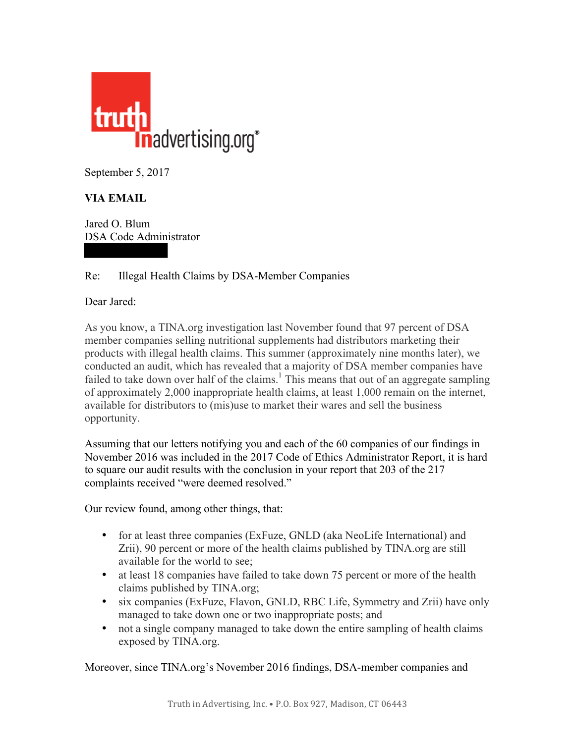truth in advertising.org®

September 5, 2017

**VIA EMAIL**

Jared O. Blum
DSA Code Administrator

Re: Illegal Health Claims by DSA-Member Companies

Dear Jared:

As you know, a TINA.org investigation last November found that 97 percent of DSA member companies selling nutritional supplements had distributors marketing their products with illegal health claims. This summer (approximately nine months later), we conducted an audit, which has revealed that a majority of DSA member companies have failed to take down over half of the claims.[1] This means that out of an aggregate sampling of approximately 2,000 inappropriate health claims, at least 1,000 remain on the internet, available for distributors to (mis)use to market their wares and sell the business opportunity.

Assuming that our letters notifying you and each of the 60 companies of our findings in November 2016 was included in the 2017 Code of Ethics Administrator Report, it is hard to square our audit results with the conclusion in your report that 203 of the 217 complaints received "were deemed resolved."

Our review found, among other things, that:

- for at least three companies (ExFuze, GNLD (aka NeoLife International) and Zrii), 90 percent or more of the health claims published by TINA.org are still available for the world to see;
- at least 18 companies have failed to take down 75 percent or more of the health claims published by TINA.org;
- six companies (ExFuze, Flavon, GNLD, RBC Life, Symmetry and Zrii) have only managed to take down one or two inappropriate posts; and
- not a single company managed to take down the entire sampling of health claims exposed by TINA.org.

Moreover, since TINA.org's November 2016 findings, DSA-member companies and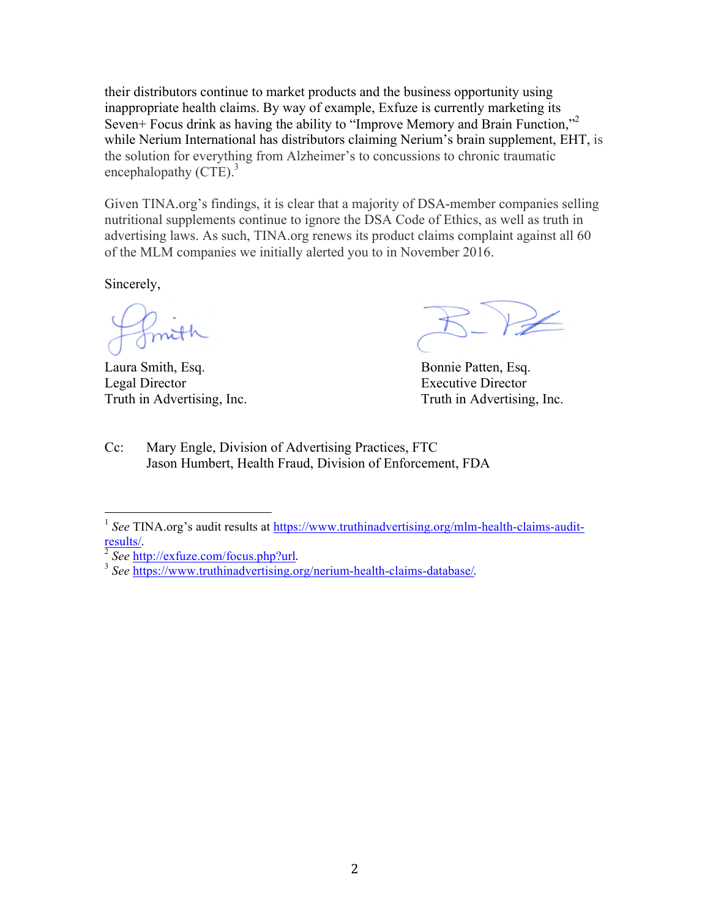their distributors continue to market products and the business opportunity using inappropriate health claims. By way of example, Exfuze is currently marketing its Seven+ Focus drink as having the ability to "Improve Memory and Brain Function,"[2] while Nerium International has distributors claiming Nerium's brain supplement, EHT, is the solution for everything from Alzheimer's to concussions to chronic traumatic encephalopathy (CTE).[3]

Given TINA.org's findings, it is clear that a majority of DSA-member companies selling nutritional supplements continue to ignore the DSA Code of Ethics, as well as truth in advertising laws. As such, TINA.org renews its product claims complaint against all 60 of the MLM companies we initially alerted you to in November 2016.

Sincerely,

Laura Smith, Esq.
Legal Director
Truth in Advertising, Inc.

Bonnie Patten, Esq.
Executive Director
Truth in Advertising, Inc.

Cc: Mary Engle, Division of Advertising Practices, FTC
Jason Humbert, Health Fraud, Division of Enforcement, FDA

---

[1] *See* TINA.org's audit results at https://www.truthinadvertising.org/mlm-health-claims-audit-results/.

[2] *See* http://exfuze.com/focus.php?url.

[3] *See* https://www.truthinadvertising.org/nerium-health-claims-database/.